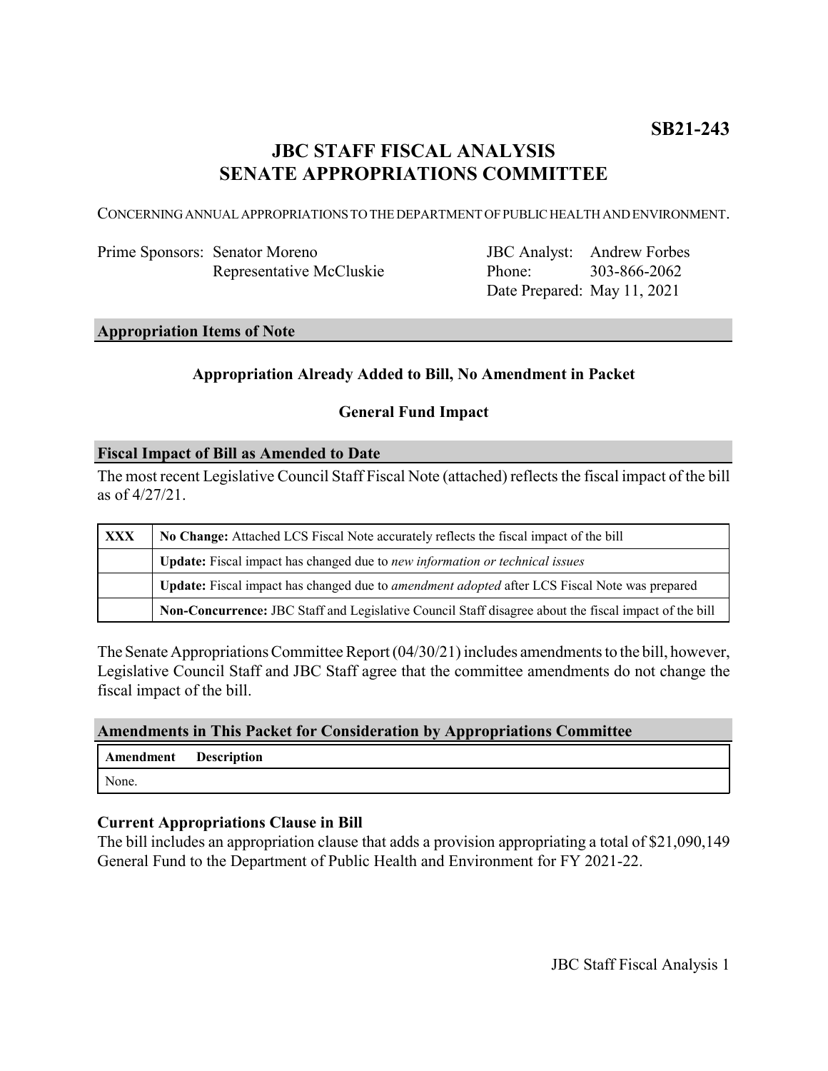**SB21-243**

# JBC STAFF FISCAL ANALYSIS
# SENATE APPROPRIATIONS COMMITTEE

CONCERNING ANNUAL APPROPRIATIONS TO THE DEPARTMENT OF PUBLIC HEALTH AND ENVIRONMENT.

| | | | |
|---|---|---|---|
| Prime Sponsors: | Senator Moreno | JBC Analyst: | Andrew Forbes |
| | Representative McCluskie | Phone: | 303-866-2062 |
| | | Date Prepared: | May 11, 2021 |

## Appropriation Items of Note

**Appropriation Already Added to Bill, No Amendment in Packet**

**General Fund Impact**

## Fiscal Impact of Bill as Amended to Date

The most recent Legislative Council Staff Fiscal Note (attached) reflects the fiscal impact of the bill as of 4/27/21.

| | |
|---|---|
| **XXX** | **No Change:** Attached LCS Fiscal Note accurately reflects the fiscal impact of the bill |
| | **Update:** Fiscal impact has changed due to *new information or technical issues* |
| | **Update:** Fiscal impact has changed due to *amendment adopted* after LCS Fiscal Note was prepared |
| | **Non-Concurrence:** JBC Staff and Legislative Council Staff disagree about the fiscal impact of the bill |

The Senate Appropriations Committee Report (04/30/21) includes amendments to the bill, however, Legislative Council Staff and JBC Staff agree that the committee amendments do not change the fiscal impact of the bill.

## Amendments in This Packet for Consideration by Appropriations Committee

| Amendment | Description |
|---|---|
| None. | |

### Current Appropriations Clause in Bill

The bill includes an appropriation clause that adds a provision appropriating a total of $21,090,149 General Fund to the Department of Public Health and Environment for FY 2021-22.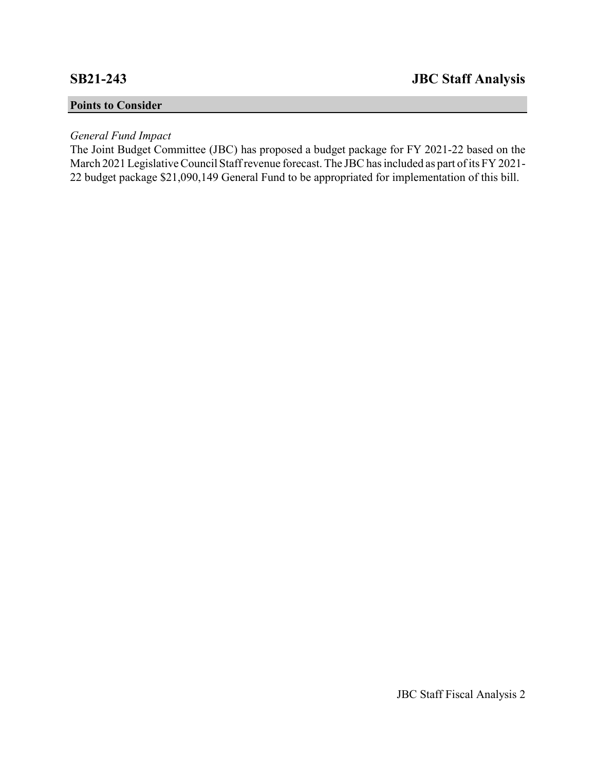## Points to Consider

*General Fund Impact*

The Joint Budget Committee (JBC) has proposed a budget package for FY 2021-22 based on the March 2021 Legislative Council Staff revenue forecast. The JBC has included as part of its FY 2021-22 budget package $21,090,149 General Fund to be appropriated for implementation of this bill.